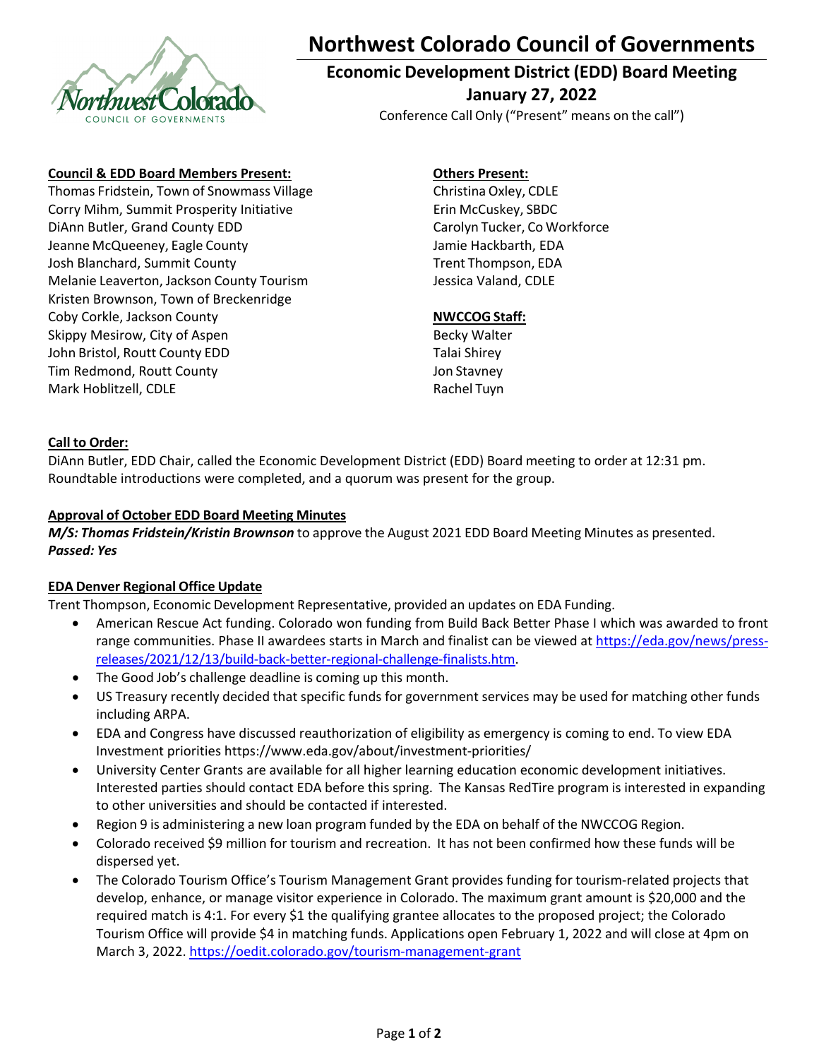# Northwest Colorado Council of Governments

## Economic Development District (EDD) Board Meeting
## January 27, 2022

Conference Call Only ("Present" means on the call")

**Council & EDD Board Members Present:**
Thomas Fridstein, Town of Snowmass Village
Corry Mihm, Summit Prosperity Initiative
DiAnn Butler, Grand County EDD
Jeanne McQueeney, Eagle County
Josh Blanchard, Summit County
Melanie Leaverton, Jackson County Tourism
Kristen Brownson, Town of Breckenridge
Coby Corkle, Jackson County
Skippy Mesirow, City of Aspen
John Bristol, Routt County EDD
Tim Redmond, Routt County
Mark Hoblitzell, CDLE

**Others Present:**
Christina Oxley, CDLE
Erin McCuskey, SBDC
Carolyn Tucker, Co Workforce
Jamie Hackbarth, EDA
Trent Thompson, EDA
Jessica Valand, CDLE

**NWCCOG Staff:**
Becky Walter
Talai Shirey
Jon Stavney
Rachel Tuyn

**Call to Order:**
DiAnn Butler, EDD Chair, called the Economic Development District (EDD) Board meeting to order at 12:31 pm. Roundtable introductions were completed, and a quorum was present for the group.

**Approval of October EDD Board Meeting Minutes**
***M/S: Thomas Fridstein/Kristin Brownson*** to approve the August 2021 EDD Board Meeting Minutes as presented.
***Passed: Yes***

**EDA Denver Regional Office Update**
Trent Thompson, Economic Development Representative, provided an updates on EDA Funding.

- American Rescue Act funding. Colorado won funding from Build Back Better Phase I which was awarded to front range communities. Phase II awardees starts in March and finalist can be viewed at https://eda.gov/news/press-releases/2021/12/13/build-back-better-regional-challenge-finalists.htm.
- The Good Job's challenge deadline is coming up this month.
- US Treasury recently decided that specific funds for government services may be used for matching other funds including ARPA.
- EDA and Congress have discussed reauthorization of eligibility as emergency is coming to end. To view EDA Investment priorities https://www.eda.gov/about/investment-priorities/
- University Center Grants are available for all higher learning education economic development initiatives. Interested parties should contact EDA before this spring. The Kansas RedTire program is interested in expanding to other universities and should be contacted if interested.
- Region 9 is administering a new loan program funded by the EDA on behalf of the NWCCOG Region.
- Colorado received $9 million for tourism and recreation. It has not been confirmed how these funds will be dispersed yet.
- The Colorado Tourism Office's Tourism Management Grant provides funding for tourism-related projects that develop, enhance, or manage visitor experience in Colorado. The maximum grant amount is $20,000 and the required match is 4:1. For every $1 the qualifying grantee allocates to the proposed project; the Colorado Tourism Office will provide $4 in matching funds. Applications open February 1, 2022 and will close at 4pm on March 3, 2022. https://oedit.colorado.gov/tourism-management-grant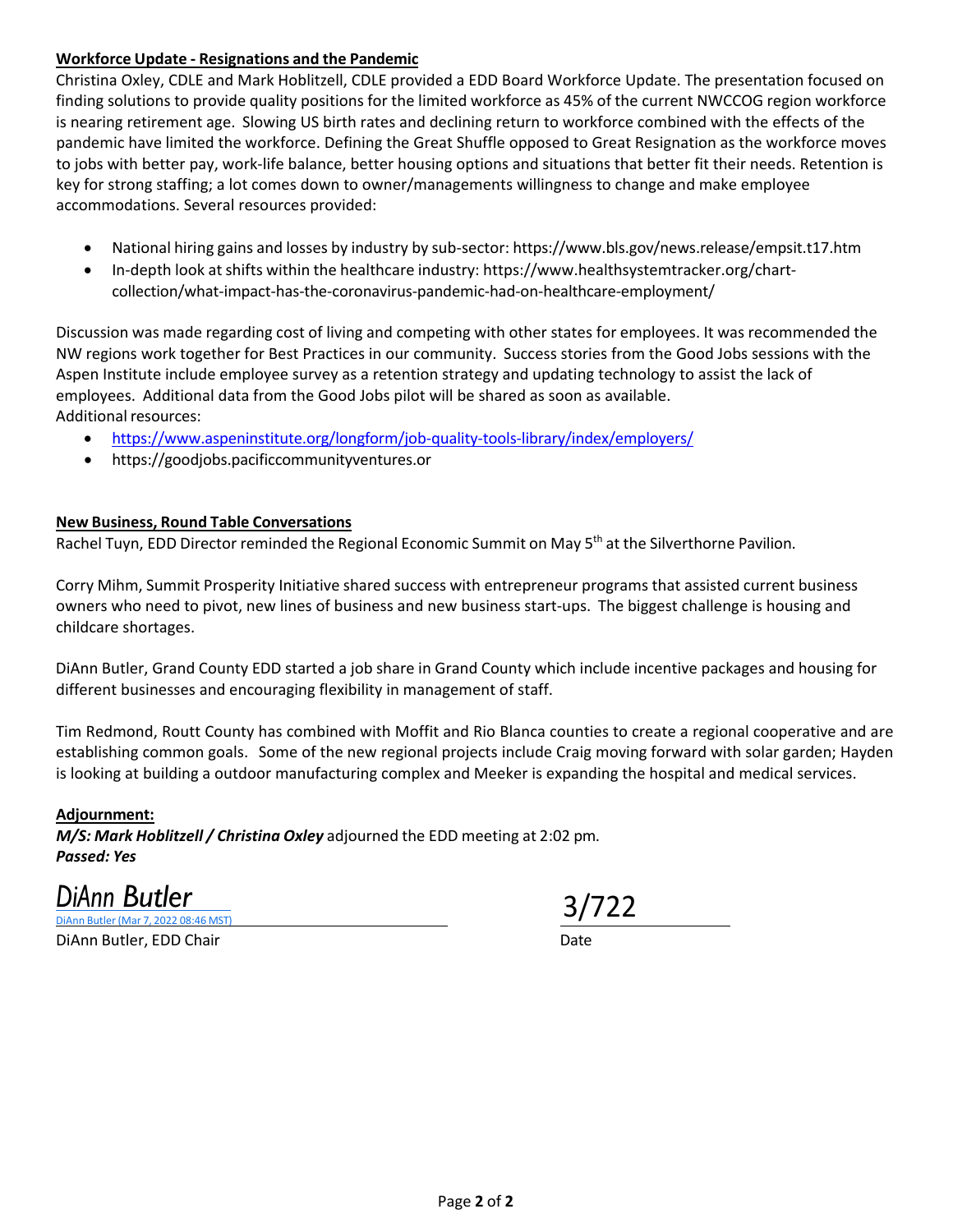**Workforce Update - Resignations and the Pandemic**

Christina Oxley, CDLE and Mark Hoblitzell, CDLE provided a EDD Board Workforce Update. The presentation focused on finding solutions to provide quality positions for the limited workforce as 45% of the current NWCCOG region workforce is nearing retirement age. Slowing US birth rates and declining return to workforce combined with the effects of the pandemic have limited the workforce. Defining the Great Shuffle opposed to Great Resignation as the workforce moves to jobs with better pay, work-life balance, better housing options and situations that better fit their needs. Retention is key for strong staffing; a lot comes down to owner/managements willingness to change and make employee accommodations. Several resources provided:

- National hiring gains and losses by industry by sub-sector: https://www.bls.gov/news.release/empsit.t17.htm
- In-depth look at shifts within the healthcare industry: https://www.healthsystemtracker.org/chart-collection/what-impact-has-the-coronavirus-pandemic-had-on-healthcare-employment/

Discussion was made regarding cost of living and competing with other states for employees. It was recommended the NW regions work together for Best Practices in our community. Success stories from the Good Jobs sessions with the Aspen Institute include employee survey as a retention strategy and updating technology to assist the lack of employees. Additional data from the Good Jobs pilot will be shared as soon as available.
Additional resources:

- https://www.aspeninstitute.org/longform/job-quality-tools-library/index/employers/
- https://goodjobs.pacificcommunityventures.or

**New Business, Round Table Conversations**

Rachel Tuyn, EDD Director reminded the Regional Economic Summit on May 5th at the Silverthorne Pavilion.

Corry Mihm, Summit Prosperity Initiative shared success with entrepreneur programs that assisted current business owners who need to pivot, new lines of business and new business start-ups. The biggest challenge is housing and childcare shortages.

DiAnn Butler, Grand County EDD started a job share in Grand County which include incentive packages and housing for different businesses and encouraging flexibility in management of staff.

Tim Redmond, Routt County has combined with Moffit and Rio Blanca counties to create a regional cooperative and are establishing common goals. Some of the new regional projects include Craig moving forward with solar garden; Hayden is looking at building a outdoor manufacturing complex and Meeker is expanding the hospital and medical services.

**Adjournment:**
***M/S: Mark Hoblitzell / Christina Oxley*** adjourned the EDD meeting at 2:02 pm.
***Passed: Yes***

DiAnn Butler
DiAnn Butler (Mar 7, 2022 08:46 MST)
DiAnn Butler, EDD Chair

3/722
Date